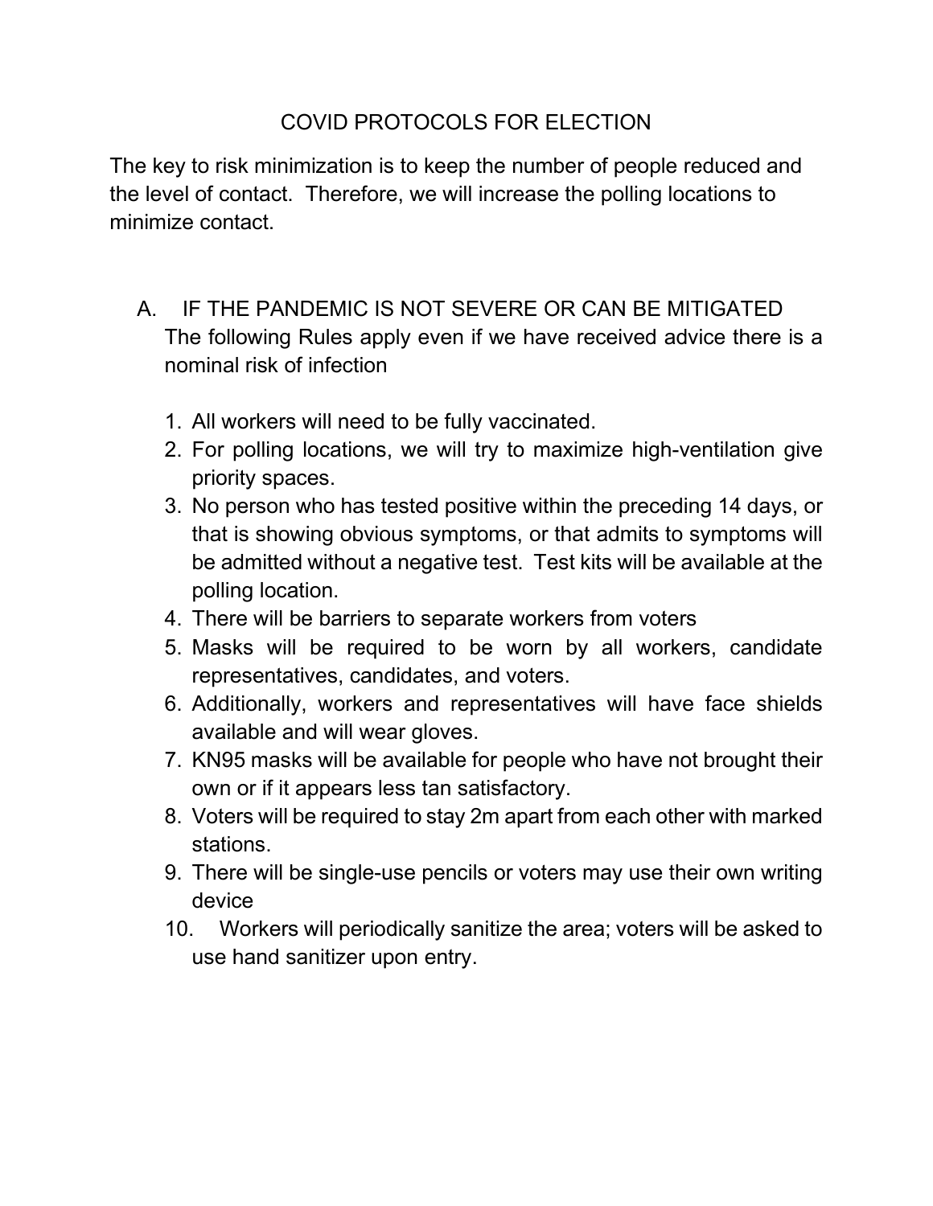# COVID PROTOCOLS FOR ELECTION

The key to risk minimization is to keep the number of people reduced and the level of contact. Therefore, we will increase the polling locations to minimize contact.

## A. IF THE PANDEMIC IS NOT SEVERE OR CAN BE MITIGATED

The following Rules apply even if we have received advice there is a nominal risk of infection

1. All workers will need to be fully vaccinated.
2. For polling locations, we will try to maximize high-ventilation give priority spaces.
3. No person who has tested positive within the preceding 14 days, or that is showing obvious symptoms, or that admits to symptoms will be admitted without a negative test. Test kits will be available at the polling location.
4. There will be barriers to separate workers from voters
5. Masks will be required to be worn by all workers, candidate representatives, candidates, and voters.
6. Additionally, workers and representatives will have face shields available and will wear gloves.
7. KN95 masks will be available for people who have not brought their own or if it appears less tan satisfactory.
8. Voters will be required to stay 2m apart from each other with marked stations.
9. There will be single-use pencils or voters may use their own writing device
10. Workers will periodically sanitize the area; voters will be asked to use hand sanitizer upon entry.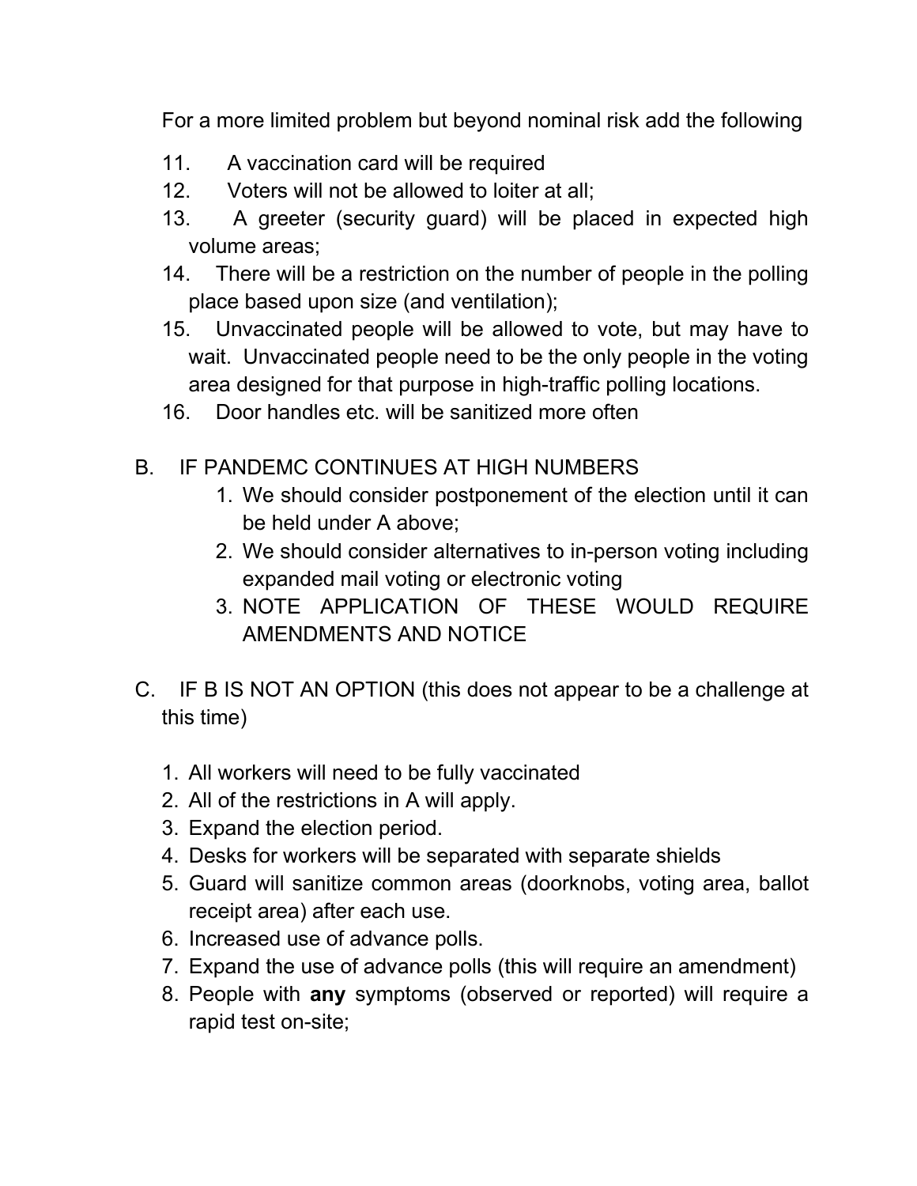For a more limited problem but beyond nominal risk add the following

11. A vaccination card will be required
12. Voters will not be allowed to loiter at all;
13. A greeter (security guard) will be placed in expected high volume areas;
14. There will be a restriction on the number of people in the polling place based upon size (and ventilation);
15. Unvaccinated people will be allowed to vote, but may have to wait. Unvaccinated people need to be the only people in the voting area designed for that purpose in high-traffic polling locations.
16. Door handles etc. will be sanitized more often

B. IF PANDEMC CONTINUES AT HIGH NUMBERS

1. We should consider postponement of the election until it can be held under A above;
2. We should consider alternatives to in-person voting including expanded mail voting or electronic voting
3. NOTE APPLICATION OF THESE WOULD REQUIRE AMENDMENTS AND NOTICE

C. IF B IS NOT AN OPTION (this does not appear to be a challenge at this time)

1. All workers will need to be fully vaccinated
2. All of the restrictions in A will apply.
3. Expand the election period.
4. Desks for workers will be separated with separate shields
5. Guard will sanitize common areas (doorknobs, voting area, ballot receipt area) after each use.
6. Increased use of advance polls.
7. Expand the use of advance polls (this will require an amendment)
8. People with **any** symptoms (observed or reported) will require a rapid test on-site;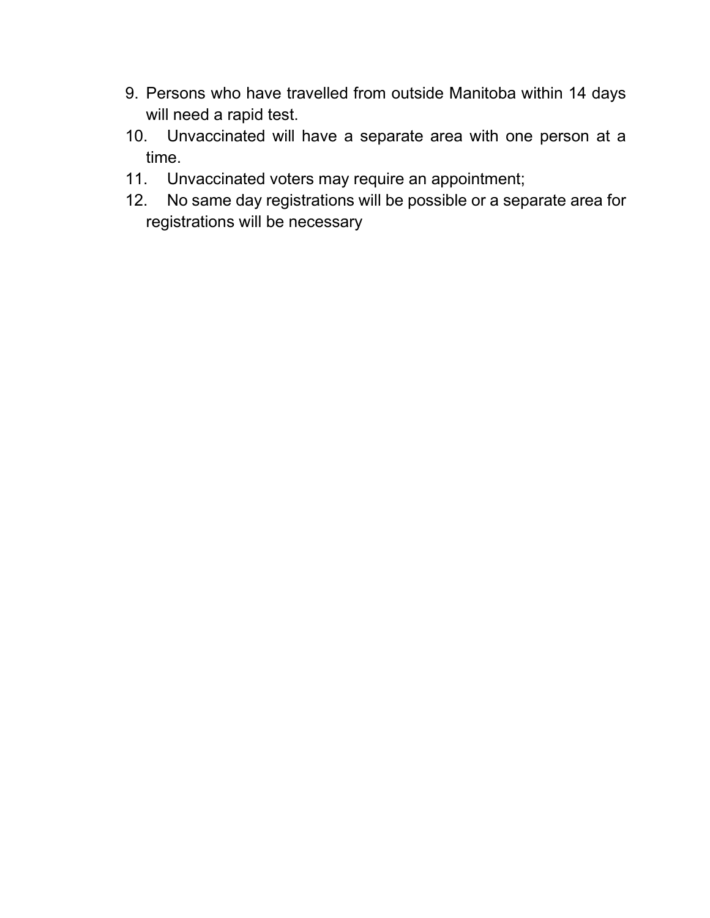9. Persons who have travelled from outside Manitoba within 14 days will need a rapid test.
10. Unvaccinated will have a separate area with one person at a time.
11. Unvaccinated voters may require an appointment;
12. No same day registrations will be possible or a separate area for registrations will be necessary